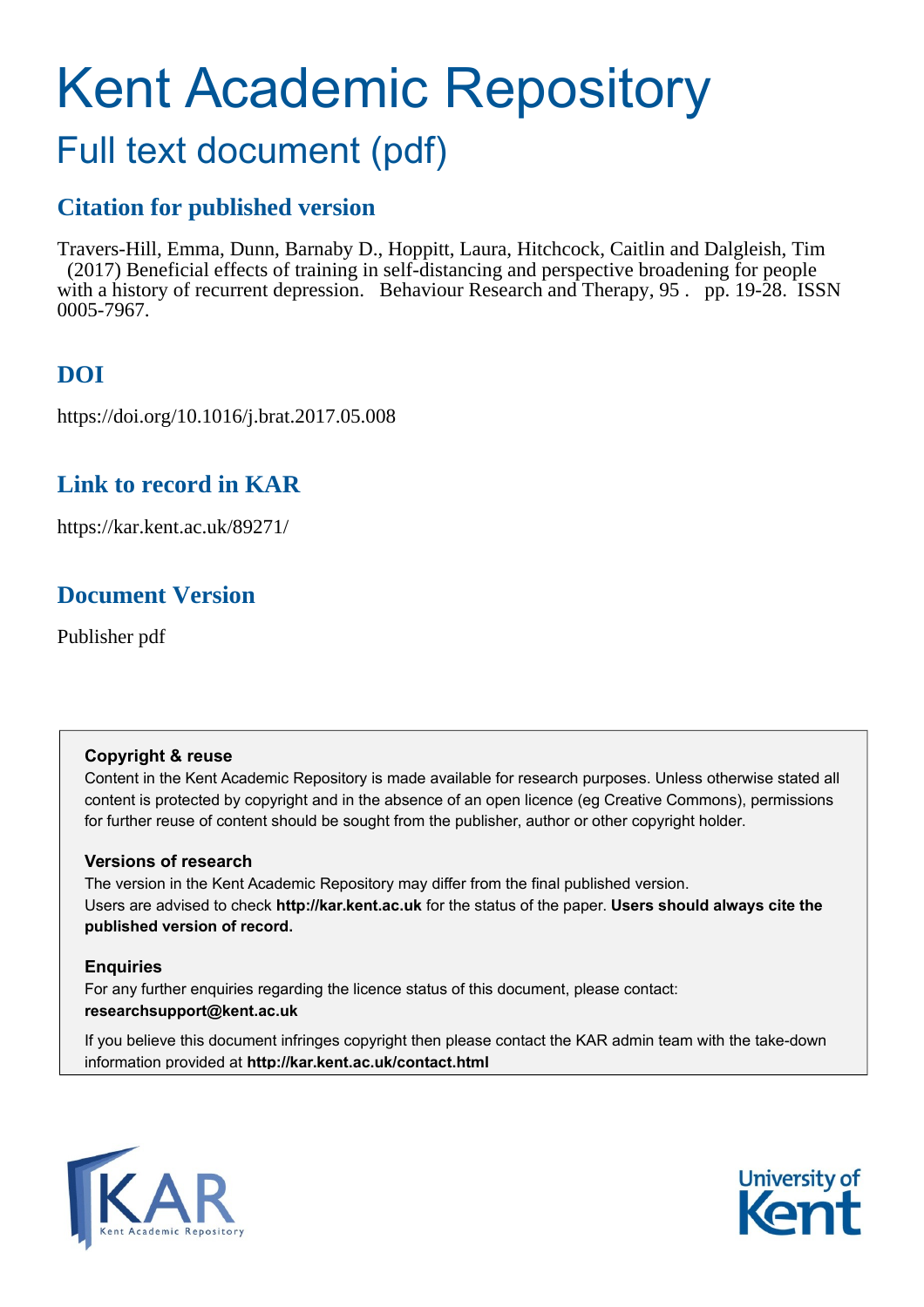# Kent Academic Repository

## Full text document (pdf)

### Citation for published version

Travers-Hill, Emma, Dunn, Barnaby D., Hoppitt, Laura, Hitchcock, Caitlin and Dalgleish, Tim (2017) Beneficial effects of training in self-distancing and perspective broadening for people with a history of recurrent depression. Behaviour Research and Therapy, 95 . pp. 19-28. ISSN 0005-7967.

### DOI

https://doi.org/10.1016/j.brat.2017.05.008

### Link to record in KAR

https://kar.kent.ac.uk/89271/

### Document Version

Publisher pdf

**Copyright & reuse**

Content in the Kent Academic Repository is made available for research purposes. Unless otherwise stated all content is protected by copyright and in the absence of an open licence (eg Creative Commons), permissions for further reuse of content should be sought from the publisher, author or other copyright holder.

**Versions of research**

The version in the Kent Academic Repository may differ from the final published version. Users are advised to check **http://kar.kent.ac.uk** for the status of the paper. **Users should always cite the published version of record.**

**Enquiries**

For any further enquiries regarding the licence status of this document, please contact: **researchsupport@kent.ac.uk**

If you believe this document infringes copyright then please contact the KAR admin team with the take-down information provided at **http://kar.kent.ac.uk/contact.html**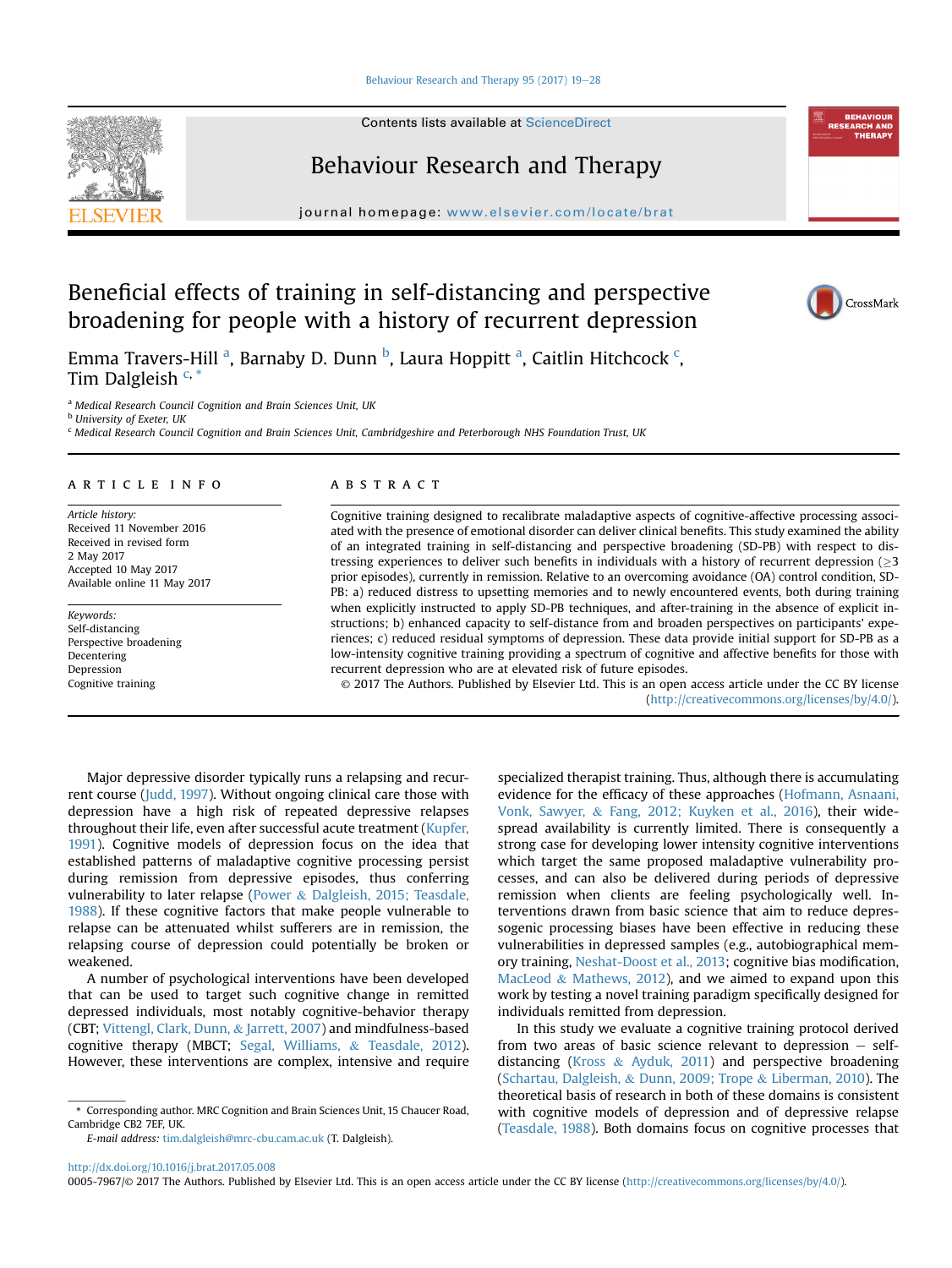# Beneficial effects of training in self-distancing and perspective broadening for people with a history of recurrent depression

Emma Travers-Hill [a], Barnaby D. Dunn [b], Laura Hoppitt [a], Caitlin Hitchcock [c], Tim Dalgleish [c, *]

[a] Medical Research Council Cognition and Brain Sciences Unit, UK
[b] University of Exeter, UK
[c] Medical Research Council Cognition and Brain Sciences Unit, Cambridgeshire and Peterborough NHS Foundation Trust, UK

## ARTICLE INFO

*Article history:*
Received 11 November 2016
Received in revised form
2 May 2017
Accepted 10 May 2017
Available online 11 May 2017

*Keywords:*
Self-distancing
Perspective broadening
Decentering
Depression
Cognitive training

## ABSTRACT

Cognitive training designed to recalibrate maladaptive aspects of cognitive-affective processing associated with the presence of emotional disorder can deliver clinical benefits. This study examined the ability of an integrated training in self-distancing and perspective broadening (SD-PB) with respect to distressing experiences to deliver such benefits in individuals with a history of recurrent depression (≥3 prior episodes), currently in remission. Relative to an overcoming avoidance (OA) control condition, SD-PB: a) reduced distress to upsetting memories and to newly encountered events, both during training when explicitly instructed to apply SD-PB techniques, and after-training in the absence of explicit instructions; b) enhanced capacity to self-distance from and broaden perspectives on participants' experiences; c) reduced residual symptoms of depression. These data provide initial support for SD-PB as a low-intensity cognitive training providing a spectrum of cognitive and affective benefits for those with recurrent depression who are at elevated risk of future episodes.

© 2017 The Authors. Published by Elsevier Ltd. This is an open access article under the CC BY license (http://creativecommons.org/licenses/by/4.0/).

Major depressive disorder typically runs a relapsing and recurrent course (Judd, 1997). Without ongoing clinical care those with depression have a high risk of repeated depressive relapses throughout their life, even after successful acute treatment (Kupfer, 1991). Cognitive models of depression focus on the idea that established patterns of maladaptive cognitive processing persist during remission from depressive episodes, thus conferring vulnerability to later relapse (Power & Dalgleish, 2015; Teasdale, 1988). If these cognitive factors that make people vulnerable to relapse can be attenuated whilst sufferers are in remission, the relapsing course of depression could potentially be broken or weakened.

A number of psychological interventions have been developed that can be used to target such cognitive change in remitted depressed individuals, most notably cognitive-behavior therapy (CBT; Vittengl, Clark, Dunn, & Jarrett, 2007) and mindfulness-based cognitive therapy (MBCT; Segal, Williams, & Teasdale, 2012). However, these interventions are complex, intensive and require specialized therapist training. Thus, although there is accumulating evidence for the efficacy of these approaches (Hofmann, Asnaani, Vonk, Sawyer, & Fang, 2012; Kuyken et al., 2016), their widespread availability is currently limited. There is consequently a strong case for developing lower intensity cognitive interventions which target the same proposed maladaptive vulnerability processes, and can also be delivered during periods of depressive remission when clients are feeling psychologically well. Interventions drawn from basic science that aim to reduce depressogenic processing biases have been effective in reducing these vulnerabilities in depressed samples (e.g., autobiographical memory training, Neshat-Doost et al., 2013; cognitive bias modification, MacLeod & Mathews, 2012), and we aimed to expand upon this work by testing a novel training paradigm specifically designed for individuals remitted from depression.

In this study we evaluate a cognitive training protocol derived from two areas of basic science relevant to depression – self-distancing (Kross & Ayduk, 2011) and perspective broadening (Schartau, Dalgleish, & Dunn, 2009; Trope & Liberman, 2010). The theoretical basis of research in both of these domains is consistent with cognitive models of depression and of depressive relapse (Teasdale, 1988). Both domains focus on cognitive processes that

\* Corresponding author. MRC Cognition and Brain Sciences Unit, 15 Chaucer Road, Cambridge CB2 7EF, UK.
*E-mail address:* tim.dalgleish@mrc-cbu.cam.ac.uk (T. Dalgleish).

http://dx.doi.org/10.1016/j.brat.2017.05.008
0005-7967/© 2017 The Authors. Published by Elsevier Ltd. This is an open access article under the CC BY license (http://creativecommons.org/licenses/by/4.0/).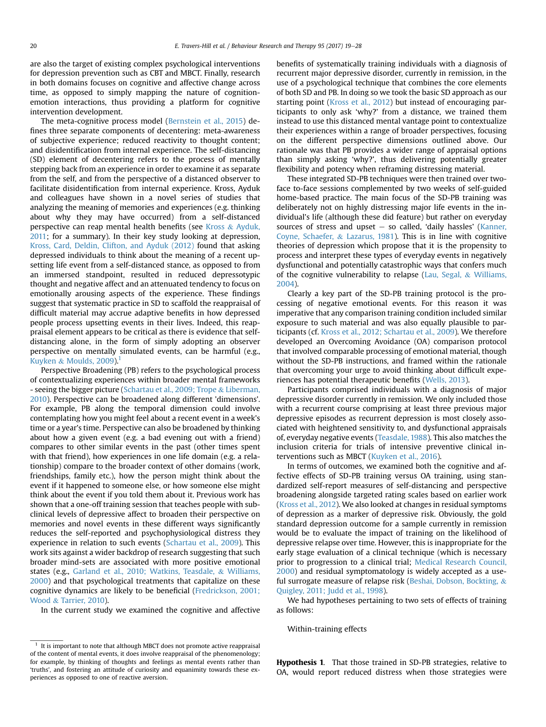are also the target of existing complex psychological interventions for depression prevention such as CBT and MBCT. Finally, research in both domains focuses on cognitive and affective change across time, as opposed to simply mapping the nature of cognition-emotion interactions, thus providing a platform for cognitive intervention development.

The meta-cognitive process model (Bernstein et al., 2015) defines three separate components of decentering: meta-awareness of subjective experience; reduced reactivity to thought content; and disidentification from internal experience. The self-distancing (SD) element of decentering refers to the process of mentally stepping back from an experience in order to examine it as separate from the self, and from the perspective of a distanced observer to facilitate disidentification from internal experience. Kross, Ayduk and colleagues have shown in a novel series of studies that analyzing the meaning of memories and experiences (e.g. thinking about why they may have occurred) from a self-distanced perspective can reap mental health benefits (see Kross & Ayduk, 2011; for a summary). In their key study looking at depression, Kross, Card, Deldin, Clifton, and Ayduk (2012) found that asking depressed individuals to think about the meaning of a recent upsetting life event from a self-distanced stance, as opposed to from an immersed standpoint, resulted in reduced depressotypic thought and negative affect and an attenuated tendency to focus on emotionally arousing aspects of the experience. These findings suggest that systematic practice in SD to scaffold the reappraisal of difficult material may accrue adaptive benefits in how depressed people process upsetting events in their lives. Indeed, this reappraisal element appears to be critical as there is evidence that self-distancing alone, in the form of simply adopting an observer perspective on mentally simulated events, can be harmful (e.g., Kuyken & Moulds, 2009).[1]

Perspective Broadening (PB) refers to the psychological process of contextualizing experiences within broader mental frameworks - seeing the bigger picture (Schartau et al., 2009; Trope & Liberman, 2010). Perspective can be broadened along different 'dimensions'. For example, PB along the temporal dimension could involve contemplating how you might feel about a recent event in a week's time or a year's time. Perspective can also be broadened by thinking about how a given event (e.g. a bad evening out with a friend) compares to other similar events in the past (other times spent with that friend), how experiences in one life domain (e.g. a relationship) compare to the broader context of other domains (work, friendships, family etc.), how the person might think about the event if it happened to someone else, or how someone else might think about the event if you told them about it. Previous work has shown that a one-off training session that teaches people with subclinical levels of depressive affect to broaden their perspective on memories and novel events in these different ways significantly reduces the self-reported and psychophysiological distress they experience in relation to such events (Schartau et al., 2009). This work sits against a wider backdrop of research suggesting that such broader mind-sets are associated with more positive emotional states (e.g., Garland et al., 2010; Watkins, Teasdale, & Williams, 2000) and that psychological treatments that capitalize on these cognitive dynamics are likely to be beneficial (Fredrickson, 2001; Wood & Tarrier, 2010).

In the current study we examined the cognitive and affective benefits of systematically training individuals with a diagnosis of recurrent major depressive disorder, currently in remission, in the use of a psychological technique that combines the core elements of both SD and PB. In doing so we took the basic SD approach as our starting point (Kross et al., 2012) but instead of encouraging participants to only ask 'why?' from a distance, we trained them instead to use this distanced mental vantage point to contextualize their experiences within a range of broader perspectives, focusing on the different perspective dimensions outlined above. Our rationale was that PB provides a wider range of appraisal options than simply asking 'why?', thus delivering potentially greater flexibility and potency when reframing distressing material.

These integrated SD-PB techniques were then trained over two-face to-face sessions complemented by two weeks of self-guided home-based practice. The main focus of the SD-PB training was deliberately not on highly distressing major life events in the individual's life (although these did feature) but rather on everyday sources of stress and upset – so called, 'daily hassles' (Kanner, Coyne, Schaefer, & Lazarus, 1981). This is in line with cognitive theories of depression which propose that it is the propensity to process and interpret these types of everyday events in negatively dysfunctional and potentially catastrophic ways that confers much of the cognitive vulnerability to relapse (Lau, Segal, & Williams, 2004).

Clearly a key part of the SD-PB training protocol is the processing of negative emotional events. For this reason it was imperative that any comparison training condition included similar exposure to such material and was also equally plausible to participants (cf. Kross et al., 2012; Schartau et al., 2009). We therefore developed an Overcoming Avoidance (OA) comparison protocol that involved comparable processing of emotional material, though without the SD-PB instructions, and framed within the rationale that overcoming your urge to avoid thinking about difficult experiences has potential therapeutic benefits (Wells, 2013).

Participants comprised individuals with a diagnosis of major depressive disorder currently in remission. We only included those with a recurrent course comprising at least three previous major depressive episodes as recurrent depression is most closely associated with heightened sensitivity to, and dysfunctional appraisals of, everyday negative events (Teasdale, 1988). This also matches the inclusion criteria for trials of intensive preventive clinical interventions such as MBCT (Kuyken et al., 2016).

In terms of outcomes, we examined both the cognitive and affective effects of SD-PB training versus OA training, using standardized self-report measures of self-distancing and perspective broadening alongside targeted rating scales based on earlier work (Kross et al., 2012). We also looked at changes in residual symptoms of depression as a marker of depressive risk. Obviously, the gold standard depression outcome for a sample currently in remission would be to evaluate the impact of training on the likelihood of depressive relapse over time. However, this is inappropriate for the early stage evaluation of a clinical technique (which is necessary prior to progression to a clinical trial; Medical Research Council, 2000) and residual symptomatology is widely accepted as a useful surrogate measure of relapse risk (Beshai, Dobson, Bockting, & Quigley, 2011; Judd et al., 1998).

We had hypotheses pertaining to two sets of effects of training as follows:

Within-training effects

**Hypothesis 1**. That those trained in SD-PB strategies, relative to OA, would report reduced distress when those strategies were

[1] It is important to note that although MBCT does not promote active reappraisal of the content of mental events, it does involve reappraisal of the phenomenology; for example, by thinking of thoughts and feelings as mental events rather than 'truths', and fostering an attitude of curiosity and equanimity towards these experiences as opposed to one of reactive aversion.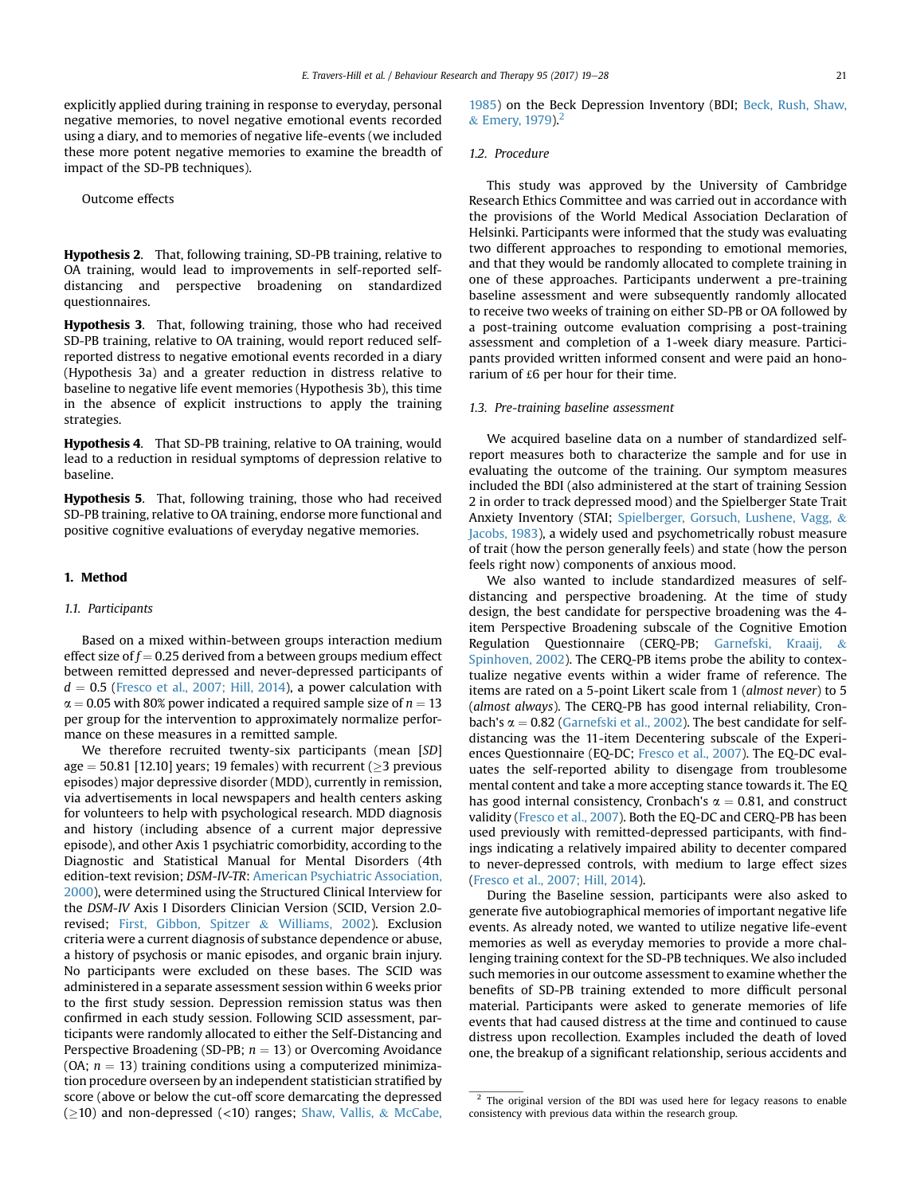explicitly applied during training in response to everyday, personal negative memories, to novel negative emotional events recorded using a diary, and to memories of negative life-events (we included these more potent negative memories to examine the breadth of impact of the SD-PB techniques).

Outcome effects

**Hypothesis 2**. That, following training, SD-PB training, relative to OA training, would lead to improvements in self-reported self-distancing and perspective broadening on standardized questionnaires.

**Hypothesis 3**. That, following training, those who had received SD-PB training, relative to OA training, would report reduced self-reported distress to negative emotional events recorded in a diary (Hypothesis 3a) and a greater reduction in distress relative to baseline to negative life event memories (Hypothesis 3b), this time in the absence of explicit instructions to apply the training strategies.

**Hypothesis 4**. That SD-PB training, relative to OA training, would lead to a reduction in residual symptoms of depression relative to baseline.

**Hypothesis 5**. That, following training, those who had received SD-PB training, relative to OA training, endorse more functional and positive cognitive evaluations of everyday negative memories.

## 1. Method

### 1.1. Participants

Based on a mixed within-between groups interaction medium effect size of $f = 0.25$ derived from a between groups medium effect between remitted depressed and never-depressed participants of $d = 0.5$ (Fresco et al., 2007; Hill, 2014), a power calculation with $\alpha = 0.05$ with 80% power indicated a required sample size of $n = 13$ per group for the intervention to approximately normalize performance on these measures in a remitted sample.

We therefore recruited twenty-six participants (mean [*SD*] age = 50.81 [12.10] years; 19 females) with recurrent ($\geq$3 previous episodes) major depressive disorder (MDD), currently in remission, via advertisements in local newspapers and health centers asking for volunteers to help with psychological research. MDD diagnosis and history (including absence of a current major depressive episode), and other Axis 1 psychiatric comorbidity, according to the Diagnostic and Statistical Manual for Mental Disorders (4th edition-text revision; *DSM-IV-TR*: American Psychiatric Association, 2000), were determined using the Structured Clinical Interview for the *DSM-IV* Axis I Disorders Clinician Version (SCID, Version 2.0-revised; First, Gibbon, Spitzer & Williams, 2002). Exclusion criteria were a current diagnosis of substance dependence or abuse, a history of psychosis or manic episodes, and organic brain injury. No participants were excluded on these bases. The SCID was administered in a separate assessment session within 6 weeks prior to the first study session. Depression remission status was then confirmed in each study session. Following SCID assessment, participants were randomly allocated to either the Self-Distancing and Perspective Broadening (SD-PB; $n = 13$) or Overcoming Avoidance (OA; $n = 13$) training conditions using a computerized minimization procedure overseen by an independent statistician stratified by score (above or below the cut-off score demarcating the depressed ($\geq$10) and non-depressed (<10) ranges; Shaw, Vallis, & McCabe, 1985) on the Beck Depression Inventory (BDI; Beck, Rush, Shaw, & Emery, 1979).[2]

### 1.2. Procedure

This study was approved by the University of Cambridge Research Ethics Committee and was carried out in accordance with the provisions of the World Medical Association Declaration of Helsinki. Participants were informed that the study was evaluating two different approaches to responding to emotional memories, and that they would be randomly allocated to complete training in one of these approaches. Participants underwent a pre-training baseline assessment and were subsequently randomly allocated to receive two weeks of training on either SD-PB or OA followed by a post-training outcome evaluation comprising a post-training assessment and completion of a 1-week diary measure. Participants provided written informed consent and were paid an honorarium of £6 per hour for their time.

### 1.3. Pre-training baseline assessment

We acquired baseline data on a number of standardized self-report measures both to characterize the sample and for use in evaluating the outcome of the training. Our symptom measures included the BDI (also administered at the start of training Session 2 in order to track depressed mood) and the Spielberger State Trait Anxiety Inventory (STAI; Spielberger, Gorsuch, Lushene, Vagg, & Jacobs, 1983), a widely used and psychometrically robust measure of trait (how the person generally feels) and state (how the person feels right now) components of anxious mood.

We also wanted to include standardized measures of self-distancing and perspective broadening. At the time of study design, the best candidate for perspective broadening was the 4-item Perspective Broadening subscale of the Cognitive Emotion Regulation Questionnaire (CERQ-PB; Garnefski, Kraaij, & Spinhoven, 2002). The CERQ-PB items probe the ability to contextualize negative events within a wider frame of reference. The items are rated on a 5-point Likert scale from 1 (*almost never*) to 5 (*almost always*). The CERQ-PB has good internal reliability, Cronbach's $\alpha = 0.82$ (Garnefski et al., 2002). The best candidate for self-distancing was the 11-item Decentering subscale of the Experiences Questionnaire (EQ-DC; Fresco et al., 2007). The EQ-DC evaluates the self-reported ability to disengage from troublesome mental content and take a more accepting stance towards it. The EQ has good internal consistency, Cronbach's $\alpha = 0.81$, and construct validity (Fresco et al., 2007). Both the EQ-DC and CERQ-PB has been used previously with remitted-depressed participants, with findings indicating a relatively impaired ability to decenter compared to never-depressed controls, with medium to large effect sizes (Fresco et al., 2007; Hill, 2014).

During the Baseline session, participants were also asked to generate five autobiographical memories of important negative life events. As already noted, we wanted to utilize negative life-event memories as well as everyday memories to provide a more challenging training context for the SD-PB techniques. We also included such memories in our outcome assessment to examine whether the benefits of SD-PB training extended to more difficult personal material. Participants were asked to generate memories of life events that had caused distress at the time and continued to cause distress upon recollection. Examples included the death of loved one, the breakup of a significant relationship, serious accidents and

[2] The original version of the BDI was used here for legacy reasons to enable consistency with previous data within the research group.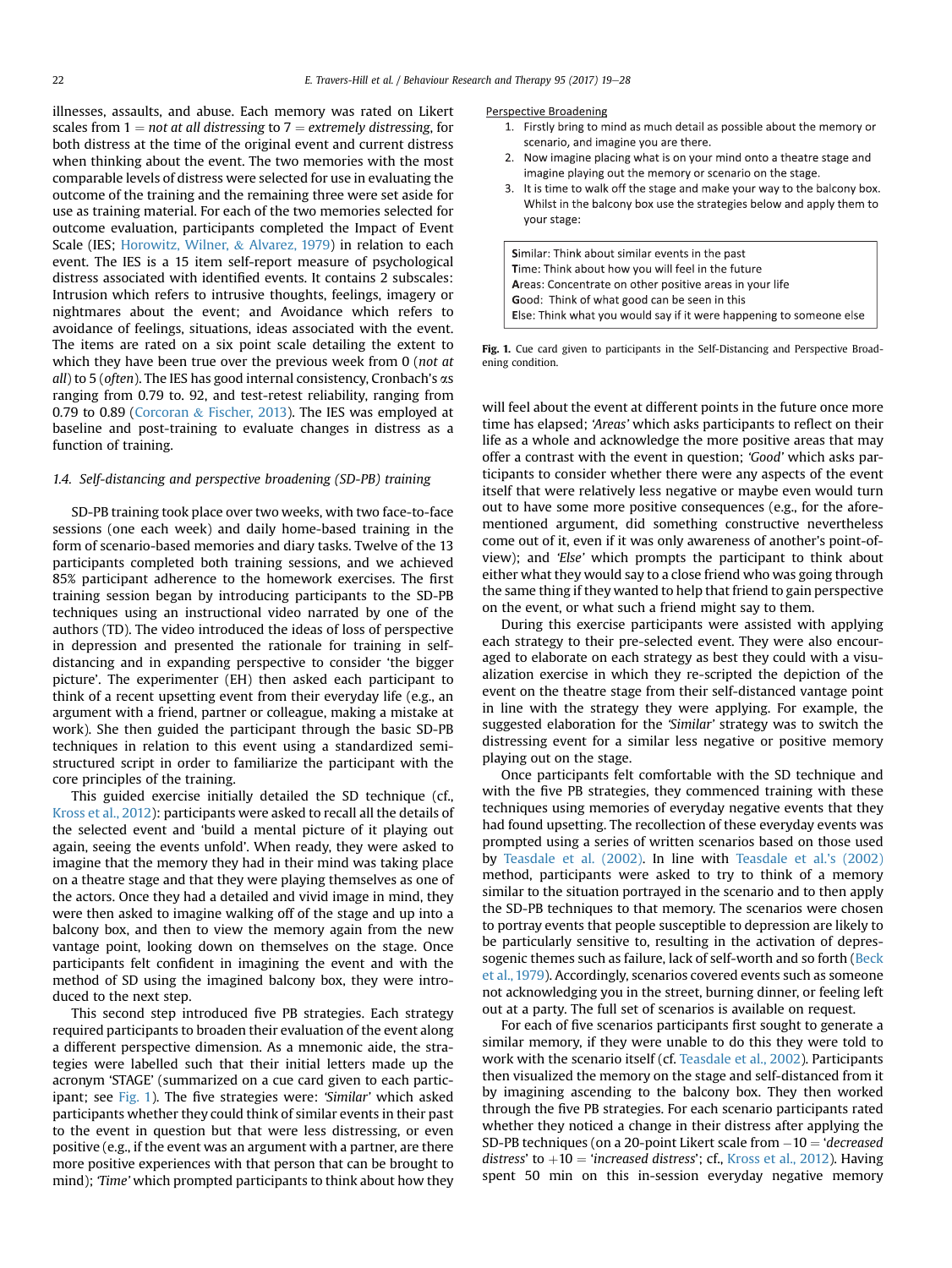illnesses, assaults, and abuse. Each memory was rated on Likert scales from 1 = *not at all distressing* to 7 = *extremely distressing*, for both distress at the time of the original event and current distress when thinking about the event. The two memories with the most comparable levels of distress were selected for use in evaluating the outcome of the training and the remaining three were set aside for use as training material. For each of the two memories selected for outcome evaluation, participants completed the Impact of Event Scale (IES; Horowitz, Wilner, & Alvarez, 1979) in relation to each event. The IES is a 15 item self-report measure of psychological distress associated with identified events. It contains 2 subscales: Intrusion which refers to intrusive thoughts, feelings, imagery or nightmares about the event; and Avoidance which refers to avoidance of feelings, situations, ideas associated with the event. The items are rated on a six point scale detailing the extent to which they have been true over the previous week from 0 (*not at all*) to 5 (*often*). The IES has good internal consistency, Cronbach's $\alpha$s ranging from 0.79 to. 92, and test-retest reliability, ranging from 0.79 to 0.89 (Corcoran & Fischer, 2013). The IES was employed at baseline and post-training to evaluate changes in distress as a function of training.

### 1.4. Self-distancing and perspective broadening (SD-PB) training

SD-PB training took place over two weeks, with two face-to-face sessions (one each week) and daily home-based training in the form of scenario-based memories and diary tasks. Twelve of the 13 participants completed both training sessions, and we achieved 85% participant adherence to the homework exercises. The first training session began by introducing participants to the SD-PB techniques using an instructional video narrated by one of the authors (TD). The video introduced the ideas of loss of perspective in depression and presented the rationale for training in self-distancing and in expanding perspective to consider 'the bigger picture'. The experimenter (EH) then asked each participant to think of a recent upsetting event from their everyday life (e.g., an argument with a friend, partner or colleague, making a mistake at work). She then guided the participant through the basic SD-PB techniques in relation to this event using a standardized semi-structured script in order to familiarize the participant with the core principles of the training.

This guided exercise initially detailed the SD technique (cf., Kross et al., 2012): participants were asked to recall all the details of the selected event and 'build a mental picture of it playing out again, seeing the events unfold'. When ready, they were asked to imagine that the memory they had in their mind was taking place on a theatre stage and that they were playing themselves as one of the actors. Once they had a detailed and vivid image in mind, they were then asked to imagine walking off of the stage and up into a balcony box, and then to view the memory again from the new vantage point, looking down on themselves on the stage. Once participants felt confident in imagining the event and with the method of SD using the imagined balcony box, they were introduced to the next step.

This second step introduced five PB strategies. Each strategy required participants to broaden their evaluation of the event along a different perspective dimension. As a mnemonic aide, the strategies were labelled such that their initial letters made up the acronym 'STAGE' (summarized on a cue card given to each participant; see Fig. 1). The five strategies were: *'Similar'* which asked participants whether they could think of similar events in their past to the event in question but that were less distressing, or even positive (e.g., if the event was an argument with a partner, are there more positive experiences with that person that can be brought to mind); *'Time'* which prompted participants to think about how they will feel about the event at different points in the future once more time has elapsed; *'Areas'* which asks participants to reflect on their life as a whole and acknowledge the more positive areas that may offer a contrast with the event in question; *'Good'* which asks participants to consider whether there were any aspects of the event itself that were relatively less negative or maybe even would turn out to have some more positive consequences (e.g., for the aforementioned argument, did something constructive nevertheless come out of it, even if it was only awareness of another's point-of-view); and *'Else'* which prompts the participant to think about either what they would say to a close friend who was going through the same thing if they wanted to help that friend to gain perspective on the event, or what such a friend might say to them.

Perspective Broadening

1. Firstly bring to mind as much detail as possible about the memory or scenario, and imagine you are there.
2. Now imagine placing what is on your mind onto a theatre stage and imagine playing out the memory or scenario on the stage.
3. It is time to walk off the stage and make your way to the balcony box. Whilst in the balcony box use the strategies below and apply them to your stage:

**S**imilar: Think about similar events in the past
**T**ime: Think about how you will feel in the future
**A**reas: Concentrate on other positive areas in your life
**G**ood: Think of what good can be seen in this
**E**lse: Think what you would say if it were happening to someone else

**Fig. 1.** Cue card given to participants in the Self-Distancing and Perspective Broadening condition.

During this exercise participants were assisted with applying each strategy to their pre-selected event. They were also encouraged to elaborate on each strategy as best they could with a visualization exercise in which they re-scripted the depiction of the event on the theatre stage from their self-distanced vantage point in line with the strategy they were applying. For example, the suggested elaboration for the *'Similar'* strategy was to switch the distressing event for a similar less negative or positive memory playing out on the stage.

Once participants felt comfortable with the SD technique and with the five PB strategies, they commenced training with these techniques using memories of everyday negative events that they had found upsetting. The recollection of these everyday events was prompted using a series of written scenarios based on those used by Teasdale et al. (2002). In line with Teasdale et al.'s (2002) method, participants were asked to try to think of a memory similar to the situation portrayed in the scenario and to then apply the SD-PB techniques to that memory. The scenarios were chosen to portray events that people susceptible to depression are likely to be particularly sensitive to, resulting in the activation of depressogenic themes such as failure, lack of self-worth and so forth (Beck et al., 1979). Accordingly, scenarios covered events such as someone not acknowledging you in the street, burning dinner, or feeling left out at a party. The full set of scenarios is available on request.

For each of five scenarios participants first sought to generate a similar memory, if they were unable to do this they were told to work with the scenario itself (cf. Teasdale et al., 2002). Participants then visualized the memory on the stage and self-distanced from it by imagining ascending to the balcony box. They then worked through the five PB strategies. For each scenario participants rated whether they noticed a change in their distress after applying the SD-PB techniques (on a 20-point Likert scale from −10 = '*decreased distress*' to +10 = '*increased distress*'; cf., Kross et al., 2012). Having spent 50 min on this in-session everyday negative memory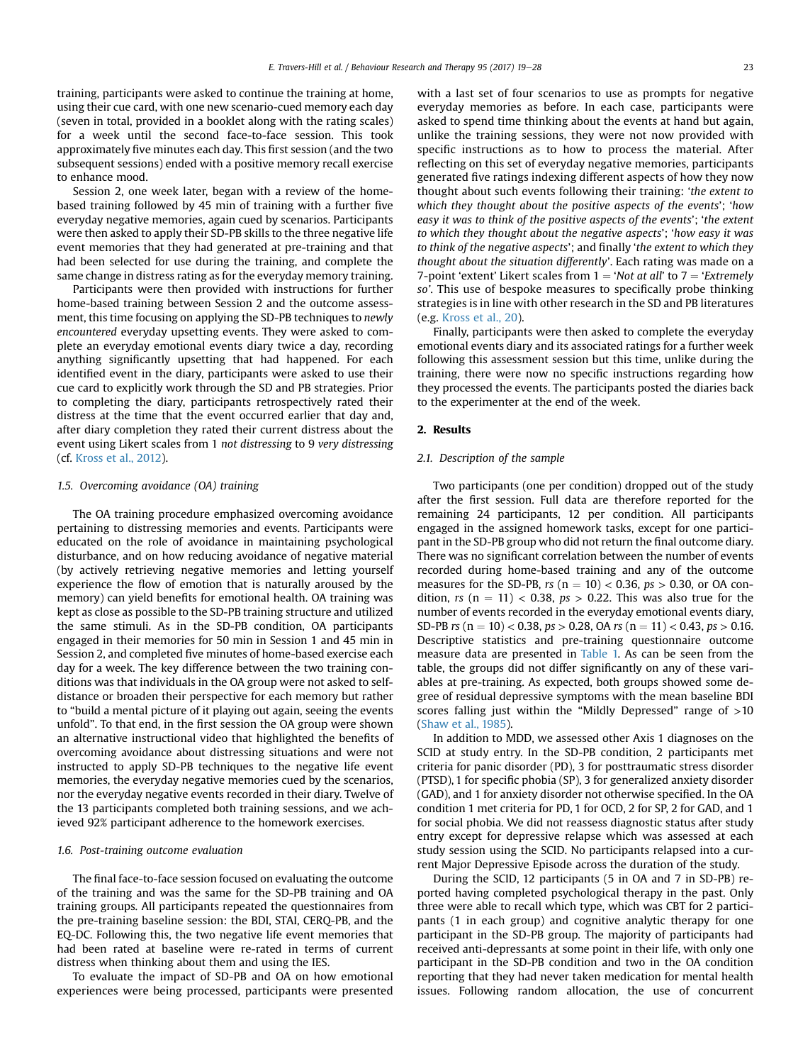training, participants were asked to continue the training at home, using their cue card, with one new scenario-cued memory each day (seven in total, provided in a booklet along with the rating scales) for a week until the second face-to-face session. This took approximately five minutes each day. This first session (and the two subsequent sessions) ended with a positive memory recall exercise to enhance mood.

Session 2, one week later, began with a review of the home-based training followed by 45 min of training with a further five everyday negative memories, again cued by scenarios. Participants were then asked to apply their SD-PB skills to the three negative life event memories that they had generated at pre-training and that had been selected for use during the training, and complete the same change in distress rating as for the everyday memory training.

Participants were then provided with instructions for further home-based training between Session 2 and the outcome assessment, this time focusing on applying the SD-PB techniques to *newly encountered* everyday upsetting events. They were asked to complete an everyday emotional events diary twice a day, recording anything significantly upsetting that had happened. For each identified event in the diary, participants were asked to use their cue card to explicitly work through the SD and PB strategies. Prior to completing the diary, participants retrospectively rated their distress at the time that the event occurred earlier that day and, after diary completion they rated their current distress about the event using Likert scales from 1 *not distressing* to 9 *very distressing* (cf. Kross et al., 2012).

### 1.5. Overcoming avoidance (OA) training

The OA training procedure emphasized overcoming avoidance pertaining to distressing memories and events. Participants were educated on the role of avoidance in maintaining psychological disturbance, and on how reducing avoidance of negative material (by actively retrieving negative memories and letting yourself experience the flow of emotion that is naturally aroused by the memory) can yield benefits for emotional health. OA training was kept as close as possible to the SD-PB training structure and utilized the same stimuli. As in the SD-PB condition, OA participants engaged in their memories for 50 min in Session 1 and 45 min in Session 2, and completed five minutes of home-based exercise each day for a week. The key difference between the two training conditions was that individuals in the OA group were not asked to self-distance or broaden their perspective for each memory but rather to "build a mental picture of it playing out again, seeing the events unfold". To that end, in the first session the OA group were shown an alternative instructional video that highlighted the benefits of overcoming avoidance about distressing situations and were not instructed to apply SD-PB techniques to the negative life event memories, the everyday negative memories cued by the scenarios, nor the everyday negative events recorded in their diary. Twelve of the 13 participants completed both training sessions, and we achieved 92% participant adherence to the homework exercises.

### 1.6. Post-training outcome evaluation

The final face-to-face session focused on evaluating the outcome of the training and was the same for the SD-PB training and OA training groups. All participants repeated the questionnaires from the pre-training baseline session: the BDI, STAI, CERQ-PB, and the EQ-DC. Following this, the two negative life event memories that had been rated at baseline were re-rated in terms of current distress when thinking about them and using the IES.

To evaluate the impact of SD-PB and OA on how emotional experiences were being processed, participants were presented with a last set of four scenarios to use as prompts for negative everyday memories as before. In each case, participants were asked to spend time thinking about the events at hand but again, unlike the training sessions, they were not now provided with specific instructions as to how to process the material. After reflecting on this set of everyday negative memories, participants generated five ratings indexing different aspects of how they now thought about such events following their training: '*the extent to which they thought about the positive aspects of the events*'; '*how easy it was to think of the positive aspects of the events*'; '*the extent to which they thought about the negative aspects*'; '*how easy it was to think of the negative aspects*'; and finally '*the extent to which they thought about the situation differently*'. Each rating was made on a 7-point 'extent' Likert scales from 1 = '*Not at all*' to 7 = '*Extremely so*'. This use of bespoke measures to specifically probe thinking strategies is in line with other research in the SD and PB literatures (e.g. Kross et al., 20).

Finally, participants were then asked to complete the everyday emotional events diary and its associated ratings for a further week following this assessment session but this time, unlike during the training, there were now no specific instructions regarding how they processed the events. The participants posted the diaries back to the experimenter at the end of the week.

## 2. Results

### 2.1. Description of the sample

Two participants (one per condition) dropped out of the study after the first session. Full data are therefore reported for the remaining 24 participants, 12 per condition. All participants engaged in the assigned homework tasks, except for one participant in the SD-PB group who did not return the final outcome diary. There was no significant correlation between the number of events recorded during home-based training and any of the outcome measures for the SD-PB, *rs* (n = 10) < 0.36, *ps* > 0.30, or OA condition, *rs* (n = 11) < 0.38, *ps* > 0.22. This was also true for the number of events recorded in the everyday emotional events diary, SD-PB *rs* (n = 10) < 0.38, *ps* > 0.28, OA *rs* (n = 11) < 0.43, *ps* > 0.16. Descriptive statistics and pre-training questionnaire outcome measure data are presented in Table 1. As can be seen from the table, the groups did not differ significantly on any of these variables at pre-training. As expected, both groups showed some degree of residual depressive symptoms with the mean baseline BDI scores falling just within the "Mildly Depressed" range of >10 (Shaw et al., 1985).

In addition to MDD, we assessed other Axis 1 diagnoses on the SCID at study entry. In the SD-PB condition, 2 participants met criteria for panic disorder (PD), 3 for posttraumatic stress disorder (PTSD), 1 for specific phobia (SP), 3 for generalized anxiety disorder (GAD), and 1 for anxiety disorder not otherwise specified. In the OA condition 1 met criteria for PD, 1 for OCD, 2 for SP, 2 for GAD, and 1 for social phobia. We did not reassess diagnostic status after study entry except for depressive relapse which was assessed at each study session using the SCID. No participants relapsed into a current Major Depressive Episode across the duration of the study.

During the SCID, 12 participants (5 in OA and 7 in SD-PB) reported having completed psychological therapy in the past. Only three were able to recall which type, which was CBT for 2 participants (1 in each group) and cognitive analytic therapy for one participant in the SD-PB group. The majority of participants had received anti-depressants at some point in their life, with only one participant in the SD-PB condition and two in the OA condition reporting that they had never taken medication for mental health issues. Following random allocation, the use of concurrent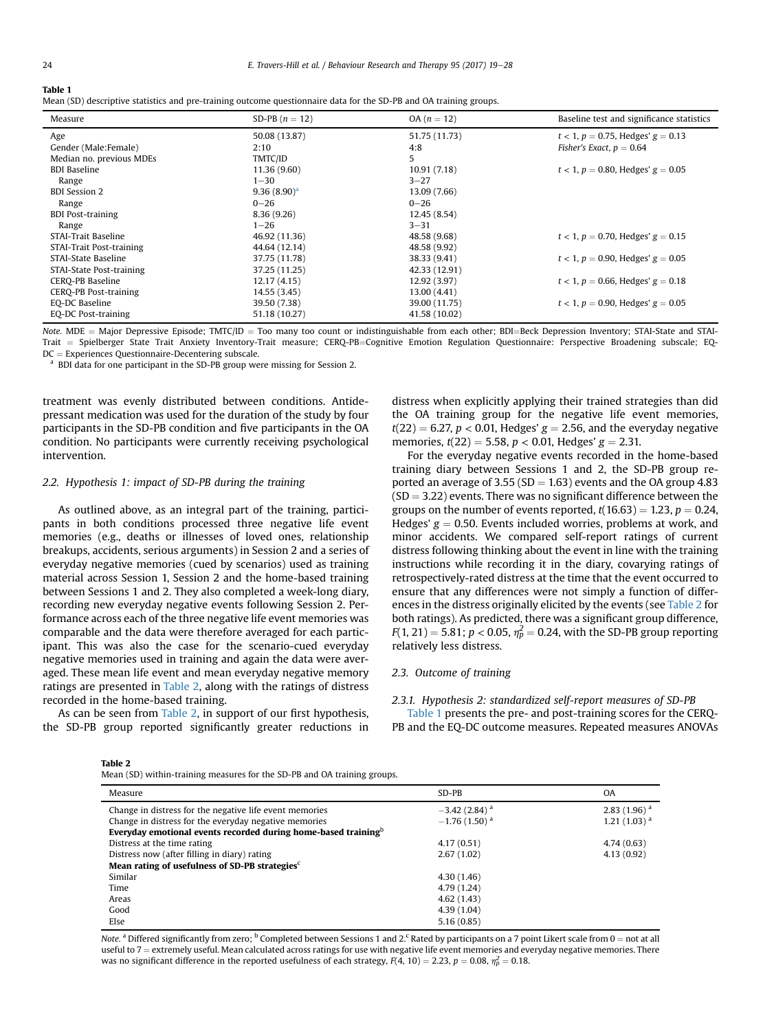**Table 1**
Mean (SD) descriptive statistics and pre-training outcome questionnaire data for the SD-PB and OA training groups.

| Measure | SD-PB ($n = 12$) | OA ($n = 12$) | Baseline test and significance statistics |
|---|---|---|---|
| Age | 50.08 (13.87) | 51.75 (11.73) | $t < 1$, $p = 0.75$, Hedges' $g = 0.13$ |
| Gender (Male:Female) | 2:10 | 4:8 | *Fisher's Exact*, $p = 0.64$ |
| Median no. previous MDEs | TMTC/ID | 5 | |
| BDI Baseline | 11.36 (9.60) | 10.91 (7.18) | $t < 1$, $p = 0.80$, Hedges' $g = 0.05$ |
| Range | 1–30 | 3–27 | |
| BDI Session 2 | 9.36 (8.90)[a] | 13.09 (7.66) | |
| Range | 0–26 | 0–26 | |
| BDI Post-training | 8.36 (9.26) | 12.45 (8.54) | |
| Range | 1–26 | 3–31 | |
| STAI-Trait Baseline | 46.92 (11.36) | 48.58 (9.68) | $t < 1$, $p = 0.70$, Hedges' $g = 0.15$ |
| STAI-Trait Post-training | 44.64 (12.14) | 48.58 (9.92) | |
| STAI-State Baseline | 37.75 (11.78) | 38.33 (9.41) | $t < 1$, $p = 0.90$, Hedges' $g = 0.05$ |
| STAI-State Post-training | 37.25 (11.25) | 42.33 (12.91) | |
| CERQ-PB Baseline | 12.17 (4.15) | 12.92 (3.97) | $t < 1$, $p = 0.66$, Hedges' $g = 0.18$ |
| CERQ-PB Post-training | 14.55 (3.45) | 13.00 (4.41) | |
| EQ-DC Baseline | 39.50 (7.38) | 39.00 (11.75) | $t < 1$, $p = 0.90$, Hedges' $g = 0.05$ |
| EQ-DC Post-training | 51.18 (10.27) | 41.58 (10.02) | |

*Note.* MDE = Major Depressive Episode; TMTC/ID = Too many too count or indistinguishable from each other; BDI=Beck Depression Inventory; STAI-State and STAI-Trait = Spielberger State Trait Anxiety Inventory-Trait measure; CERQ-PB=Cognitive Emotion Regulation Questionnaire: Perspective Broadening subscale; EQ-DC = Experiences Questionnaire-Decentering subscale.
[a] BDI data for one participant in the SD-PB group were missing for Session 2.

treatment was evenly distributed between conditions. Antidepressant medication was used for the duration of the study by four participants in the SD-PB condition and five participants in the OA condition. No participants were currently receiving psychological intervention.

### 2.2. Hypothesis 1: impact of SD-PB during the training

As outlined above, as an integral part of the training, participants in both conditions processed three negative life event memories (e.g., deaths or illnesses of loved ones, relationship breakups, accidents, serious arguments) in Session 2 and a series of everyday negative memories (cued by scenarios) used as training material across Session 1, Session 2 and the home-based training between Sessions 1 and 2. They also completed a week-long diary, recording new everyday negative events following Session 2. Performance across each of the three negative life event memories was comparable and the data were therefore averaged for each participant. This was also the case for the scenario-cued everyday negative memories used in training and again the data were averaged. These mean life event and mean everyday negative memory ratings are presented in Table 2, along with the ratings of distress recorded in the home-based training.

As can be seen from Table 2, in support of our first hypothesis, the SD-PB group reported significantly greater reductions in distress when explicitly applying their trained strategies than did the OA training group for the negative life event memories, $t(22) = 6.27$, $p < 0.01$, Hedges' $g = 2.56$, and the everyday negative memories, $t(22) = 5.58$, $p < 0.01$, Hedges' $g = 2.31$.

For the everyday negative events recorded in the home-based training diary between Sessions 1 and 2, the SD-PB group reported an average of 3.55 (SD = 1.63) events and the OA group 4.83 (SD = 3.22) events. There was no significant difference between the groups on the number of events reported, $t(16.63) = 1.23$, $p = 0.24$, Hedges' $g = 0.50$. Events included worries, problems at work, and minor accidents. We compared self-report ratings of current distress following thinking about the event in line with the training instructions while recording it in the diary, covarying ratings of retrospectively-rated distress at the time that the event occurred to ensure that any differences were not simply a function of differences in the distress originally elicited by the events (see Table 2 for both ratings). As predicted, there was a significant group difference, $F(1, 21) = 5.81$; $p < 0.05$, $\eta_p^2 = 0.24$, with the SD-PB group reporting relatively less distress.

### 2.3. Outcome of training

#### 2.3.1. Hypothesis 2: standardized self-report measures of SD-PB

Table 1 presents the pre- and post-training scores for the CERQ-PB and the EQ-DC outcome measures. Repeated measures ANOVAs

**Table 2**
Mean (SD) within-training measures for the SD-PB and OA training groups.

| Measure | SD-PB | OA |
|---|---|---|
| Change in distress for the negative life event memories | −3.42 (2.84) [a] | 2.83 (1.96) [a] |
| Change in distress for the everyday negative memories | −1.76 (1.50) [a] | 1.21 (1.03) [a] |
| **Everyday emotional events recorded during home-based training**[b] | | |
| Distress at the time rating | 4.17 (0.51) | 4.74 (0.63) |
| Distress now (after filling in diary) rating | 2.67 (1.02) | 4.13 (0.92) |
| **Mean rating of usefulness of SD-PB strategies**[c] | | |
| Similar | 4.30 (1.46) | |
| Time | 4.79 (1.24) | |
| Areas | 4.62 (1.43) | |
| Good | 4.39 (1.04) | |
| Else | 5.16 (0.85) | |

*Note.* [a] Differed significantly from zero; [b] Completed between Sessions 1 and 2.[c] Rated by participants on a 7 point Likert scale from 0 = not at all useful to 7 = extremely useful. Mean calculated across ratings for use with negative life event memories and everyday negative memories. There was no significant difference in the reported usefulness of each strategy, $F(4, 10) = 2.23$, $p = 0.08$, $\eta_p^2 = 0.18$.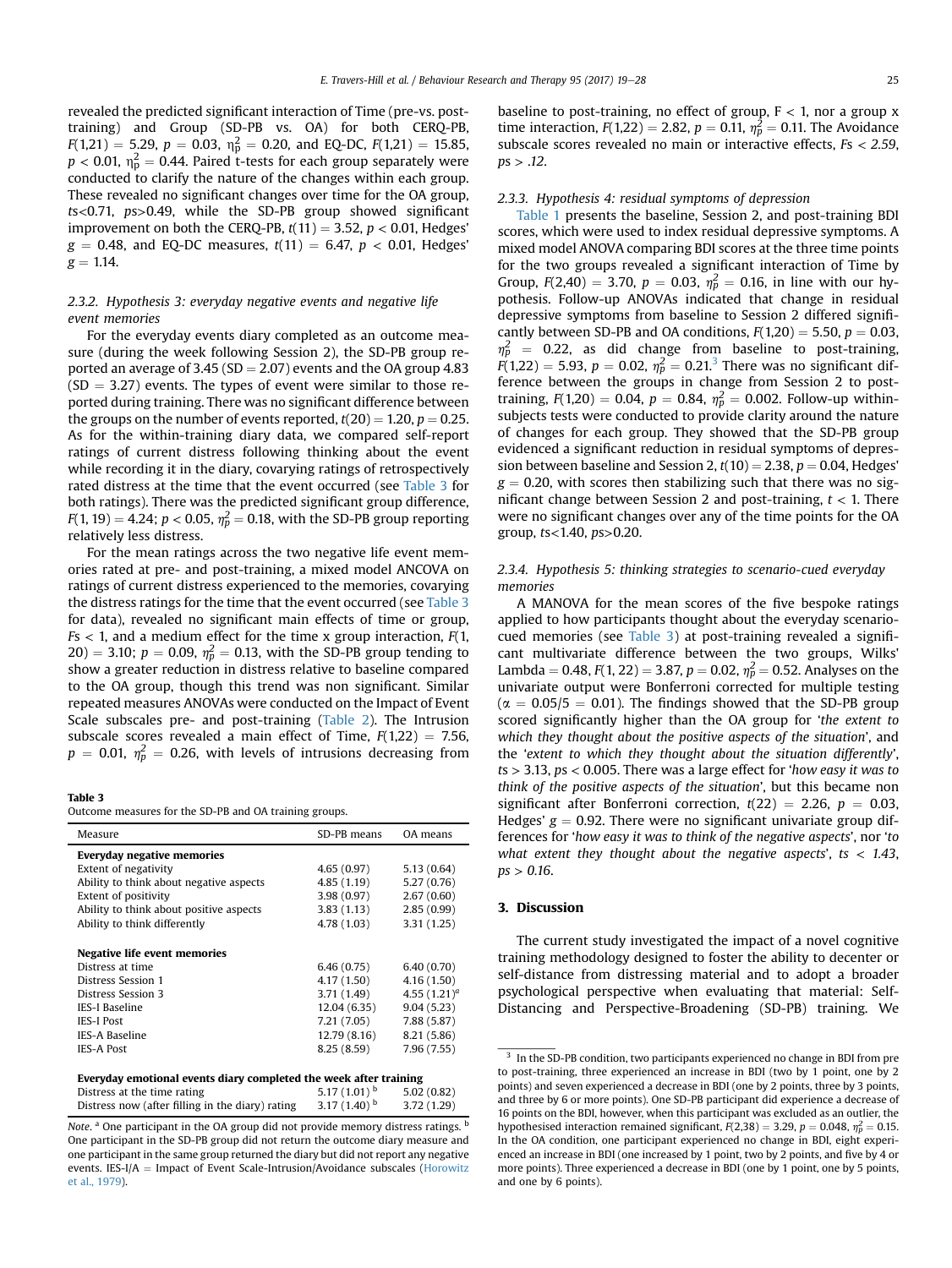revealed the predicted significant interaction of Time (pre-vs. post-training) and Group (SD-PB vs. OA) for both CERQ-PB, $F(1,21) = 5.29$, $p = 0.03$, $\eta_p^2 = 0.20$, and EQ-DC, $F(1,21) = 15.85$, $p < 0.01$, $\eta_p^2 = 0.44$. Paired t-tests for each group separately were conducted to clarify the nature of the changes within each group. These revealed no significant changes over time for the OA group, $ts<0.71$, $ps>0.49$, while the SD-PB group showed significant improvement on both the CERQ-PB, $t(11) = 3.52$, $p < 0.01$, Hedges' $g = 0.48$, and EQ-DC measures, $t(11) = 6.47$, $p < 0.01$, Hedges' $g = 1.14$.

### 2.3.2. Hypothesis 3: everyday negative events and negative life event memories

For the everyday events diary completed as an outcome measure (during the week following Session 2), the SD-PB group reported an average of 3.45 (SD = 2.07) events and the OA group 4.83 (SD = 3.27) events. The types of event were similar to those reported during training. There was no significant difference between the groups on the number of events reported, $t(20) = 1.20$, $p = 0.25$. As for the within-training diary data, we compared self-report ratings of current distress following thinking about the event while recording it in the diary, covarying ratings of retrospectively rated distress at the time that the event occurred (see Table 3 for both ratings). There was the predicted significant group difference, $F(1, 19) = 4.24$; $p < 0.05$, $\eta_p^2 = 0.18$, with the SD-PB group reporting relatively less distress.

For the mean ratings across the two negative life event memories rated at pre- and post-training, a mixed model ANCOVA on ratings of current distress experienced to the memories, covarying the distress ratings for the time that the event occurred (see Table 3 for data), revealed no significant main effects of time or group, $Fs < 1$, and a medium effect for the time x group interaction, $F(1, 20) = 3.10$; $p = 0.09$, $\eta_p^2 = 0.13$, with the SD-PB group tending to show a greater reduction in distress relative to baseline compared to the OA group, though this trend was non significant. Similar repeated measures ANOVAs were conducted on the Impact of Event Scale subscales pre- and post-training (Table 2). The Intrusion subscale scores revealed a main effect of Time, $F(1,22) = 7.56$, $p = 0.01$, $\eta_p^2 = 0.26$, with levels of intrusions decreasing from baseline to post-training, no effect of group, $F < 1$, nor a group x time interaction, $F(1,22) = 2.82$, $p = 0.11$, $\eta_p^2 = 0.11$. The Avoidance subscale scores revealed no main or interactive effects, $Fs < 2.59$, $ps > .12$.

**Table 3**
Outcome measures for the SD-PB and OA training groups.

| Measure | SD-PB means | OA means |
|---|---|---|
| **Everyday negative memories** | | |
| Extent of negativity | 4.65 (0.97) | 5.13 (0.64) |
| Ability to think about negative aspects | 4.85 (1.19) | 5.27 (0.76) |
| Extent of positivity | 3.98 (0.97) | 2.67 (0.60) |
| Ability to think about positive aspects | 3.83 (1.13) | 2.85 (0.99) |
| Ability to think differently | 4.78 (1.03) | 3.31 (1.25) |
| **Negative life event memories** | | |
| Distress at time | 6.46 (0.75) | 6.40 (0.70) |
| Distress Session 1 | 4.17 (1.50) | 4.16 (1.50) |
| Distress Session 3 | 3.71 (1.49) | 4.55 (1.21)[a] |
| IES-I Baseline | 12.04 (6.35) | 9.04 (5.23) |
| IES-I Post | 7.21 (7.05) | 7.88 (5.87) |
| IES-A Baseline | 12.79 (8.16) | 8.21 (5.86) |
| IES-A Post | 8.25 (8.59) | 7.96 (7.55) |
| **Everyday emotional events diary completed the week after training** | | |
| Distress at the time rating | 5.17 (1.01)[b] | 5.02 (0.82) |
| Distress now (after filling in the diary) rating | 3.17 (1.40)[b] | 3.72 (1.29) |

*Note.* [a] One participant in the OA group did not provide memory distress ratings. [b] One participant in the SD-PB group did not return the outcome diary measure and one participant in the same group returned the diary but did not report any negative events. IES-I/A = Impact of Event Scale-Intrusion/Avoidance subscales (Horowitz et al., 1979).

### 2.3.3. Hypothesis 4: residual symptoms of depression

Table 1 presents the baseline, Session 2, and post-training BDI scores, which were used to index residual depressive symptoms. A mixed model ANOVA comparing BDI scores at the three time points for the two groups revealed a significant interaction of Time by Group, $F(2,40) = 3.70$, $p = 0.03$, $\eta_p^2 = 0.16$, in line with our hypothesis. Follow-up ANOVAs indicated that change in residual depressive symptoms from baseline to Session 2 differed significantly between SD-PB and OA conditions, $F(1,20) = 5.50$, $p = 0.03$, $\eta_p^2 = 0.22$, as did change from baseline to post-training, $F(1,22) = 5.93$, $p = 0.02$, $\eta_p^2 = 0.21$.[3] There was no significant difference between the groups in change from Session 2 to post-training, $F(1,20) = 0.04$, $p = 0.84$, $\eta_p^2 = 0.002$. Follow-up within-subjects tests were conducted to provide clarity around the nature of changes for each group. They showed that the SD-PB group evidenced a significant reduction in residual symptoms of depression between baseline and Session 2, $t(10) = 2.38$, $p = 0.04$, Hedges' $g = 0.20$, with scores then stabilizing such that there was no significant change between Session 2 and post-training, $t < 1$. There were no significant changes over any of the time points for the OA group, $ts<1.40$, $ps>0.20$.

### 2.3.4. Hypothesis 5: thinking strategies to scenario-cued everyday memories

A MANOVA for the mean scores of the five bespoke ratings applied to how participants thought about the everyday scenario-cued memories (see Table 3) at post-training revealed a significant multivariate difference between the two groups, Wilks' Lambda = 0.48, $F(1, 22) = 3.87$, $p = 0.02$, $\eta_p^2 = 0.52$. Analyses on the univariate output were Bonferroni corrected for multiple testing ($\alpha = 0.05/5 = 0.01$). The findings showed that the SD-PB group scored significantly higher than the OA group for '*the extent to which they thought about the positive aspects of the situation*', and the '*extent to which they thought about the situation differently*', $ts > 3.13$, $ps < 0.005$. There was a large effect for '*how easy it was to think of the positive aspects of the situation*', but this became non significant after Bonferroni correction, $t(22) = 2.26$, $p = 0.03$, Hedges' $g = 0.92$. There were no significant univariate group differences for '*how easy it was to think of the negative aspects*', nor '*to what extent they thought about the negative aspects*', $ts < 1.43$, $ps > 0.16$.

## 3. Discussion

The current study investigated the impact of a novel cognitive training methodology designed to foster the ability to decenter or self-distance from distressing material and to adopt a broader psychological perspective when evaluating that material: Self-Distancing and Perspective-Broadening (SD-PB) training. We

[3] In the SD-PB condition, two participants experienced no change in BDI from pre to post-training, three experienced an increase in BDI (two by 1 point, one by 2 points) and seven experienced a decrease in BDI (one by 2 points, three by 3 points, and three by 6 or more points). One SD-PB participant did experience a decrease of 16 points on the BDI, however, when this participant was excluded as an outlier, the hypothesised interaction remained significant, $F(2,38) = 3.29$, $p = 0.048$, $\eta_p^2 = 0.15$. In the OA condition, one participant experienced no change in BDI, eight experienced an increase in BDI (one increased by 1 point, two by 2 points, and five by 4 or more points). Three experienced a decrease in BDI (one by 1 point, one by 5 points, and one by 6 points).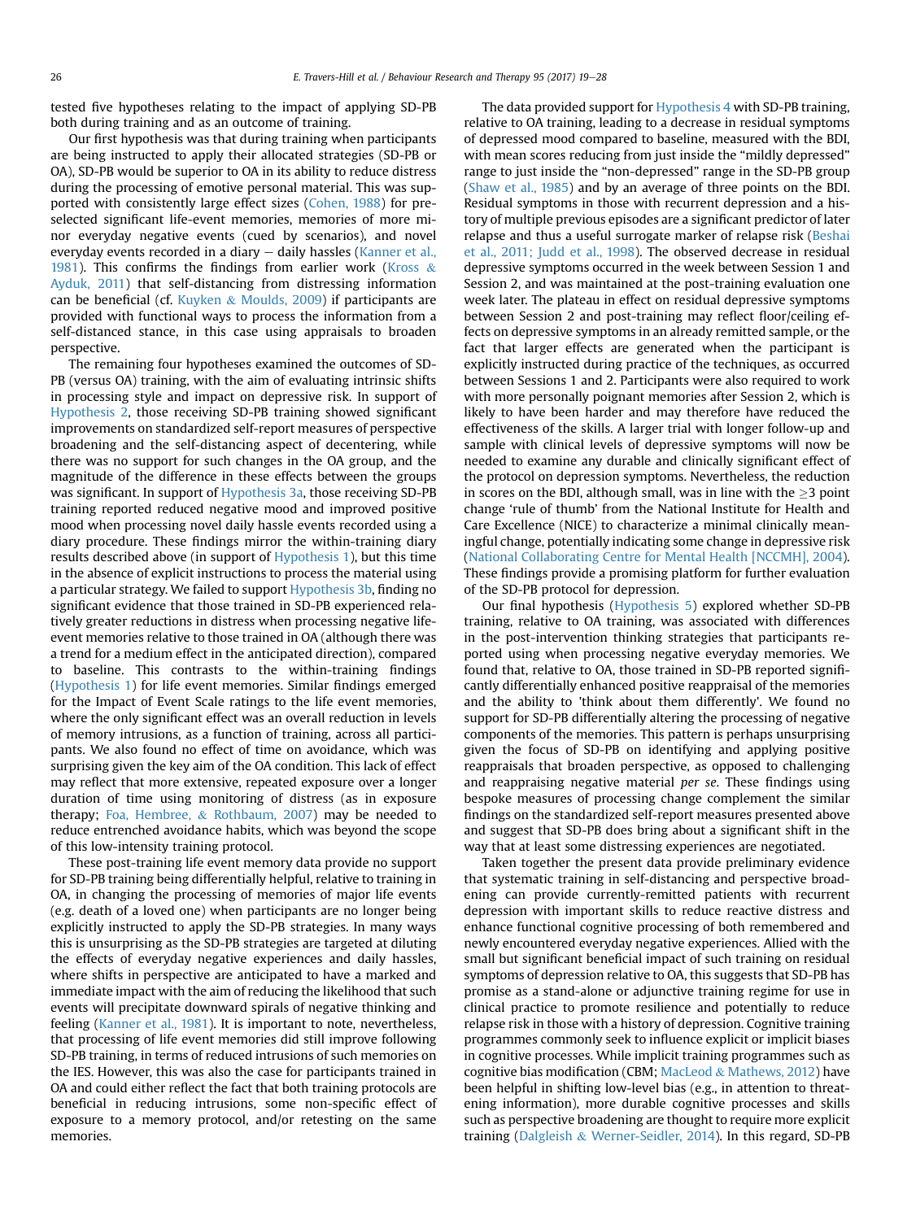tested five hypotheses relating to the impact of applying SD-PB both during training and as an outcome of training.

Our first hypothesis was that during training when participants are being instructed to apply their allocated strategies (SD-PB or OA), SD-PB would be superior to OA in its ability to reduce distress during the processing of emotive personal material. This was supported with consistently large effect sizes (Cohen, 1988) for pre-selected significant life-event memories, memories of more minor everyday negative events (cued by scenarios), and novel everyday events recorded in a diary – daily hassles (Kanner et al., 1981). This confirms the findings from earlier work (Kross & Ayduk, 2011) that self-distancing from distressing information can be beneficial (cf. Kuyken & Moulds, 2009) if participants are provided with functional ways to process the information from a self-distanced stance, in this case using appraisals to broaden perspective.

The remaining four hypotheses examined the outcomes of SD-PB (versus OA) training, with the aim of evaluating intrinsic shifts in processing style and impact on depressive risk. In support of Hypothesis 2, those receiving SD-PB training showed significant improvements on standardized self-report measures of perspective broadening and the self-distancing aspect of decentering, while there was no support for such changes in the OA group, and the magnitude of the difference in these effects between the groups was significant. In support of Hypothesis 3a, those receiving SD-PB training reported reduced negative mood and improved positive mood when processing novel daily hassle events recorded using a diary procedure. These findings mirror the within-training diary results described above (in support of Hypothesis 1), but this time in the absence of explicit instructions to process the material using a particular strategy. We failed to support Hypothesis 3b, finding no significant evidence that those trained in SD-PB experienced relatively greater reductions in distress when processing negative life-event memories relative to those trained in OA (although there was a trend for a medium effect in the anticipated direction), compared to baseline. This contrasts to the within-training findings (Hypothesis 1) for life event memories. Similar findings emerged for the Impact of Event Scale ratings to the life event memories, where the only significant effect was an overall reduction in levels of memory intrusions, as a function of training, across all participants. We also found no effect of time on avoidance, which was surprising given the key aim of the OA condition. This lack of effect may reflect that more extensive, repeated exposure over a longer duration of time using monitoring of distress (as in exposure therapy; Foa, Hembree, & Rothbaum, 2007) may be needed to reduce entrenched avoidance habits, which was beyond the scope of this low-intensity training protocol.

These post-training life event memory data provide no support for SD-PB training being differentially helpful, relative to training in OA, in changing the processing of memories of major life events (e.g. death of a loved one) when participants are no longer being explicitly instructed to apply the SD-PB strategies. In many ways this is unsurprising as the SD-PB strategies are targeted at diluting the effects of everyday negative experiences and daily hassles, where shifts in perspective are anticipated to have a marked and immediate impact with the aim of reducing the likelihood that such events will precipitate downward spirals of negative thinking and feeling (Kanner et al., 1981). It is important to note, nevertheless, that processing of life event memories did still improve following SD-PB training, in terms of reduced intrusions of such memories on the IES. However, this was also the case for participants trained in OA and could either reflect the fact that both training protocols are beneficial in reducing intrusions, some non-specific effect of exposure to a memory protocol, and/or retesting on the same memories.

The data provided support for Hypothesis 4 with SD-PB training, relative to OA training, leading to a decrease in residual symptoms of depressed mood compared to baseline, measured with the BDI, with mean scores reducing from just inside the "mildly depressed" range to just inside the "non-depressed" range in the SD-PB group (Shaw et al., 1985) and by an average of three points on the BDI. Residual symptoms in those with recurrent depression and a history of multiple previous episodes are a significant predictor of later relapse and thus a useful surrogate marker of relapse risk (Beshai et al., 2011; Judd et al., 1998). The observed decrease in residual depressive symptoms occurred in the week between Session 1 and Session 2, and was maintained at the post-training evaluation one week later. The plateau in effect on residual depressive symptoms between Session 2 and post-training may reflect floor/ceiling effects on depressive symptoms in an already remitted sample, or the fact that larger effects are generated when the participant is explicitly instructed during practice of the techniques, as occurred between Sessions 1 and 2. Participants were also required to work with more personally poignant memories after Session 2, which is likely to have been harder and may therefore have reduced the effectiveness of the skills. A larger trial with longer follow-up and sample with clinical levels of depressive symptoms will now be needed to examine any durable and clinically significant effect of the protocol on depression symptoms. Nevertheless, the reduction in scores on the BDI, although small, was in line with the $\geq 3$ point change 'rule of thumb' from the National Institute for Health and Care Excellence (NICE) to characterize a minimal clinically meaningful change, potentially indicating some change in depressive risk (National Collaborating Centre for Mental Health [NCCMH], 2004). These findings provide a promising platform for further evaluation of the SD-PB protocol for depression.

Our final hypothesis (Hypothesis 5) explored whether SD-PB training, relative to OA training, was associated with differences in the post-intervention thinking strategies that participants reported using when processing negative everyday memories. We found that, relative to OA, those trained in SD-PB reported significantly differentially enhanced positive reappraisal of the memories and the ability to 'think about them differently'. We found no support for SD-PB differentially altering the processing of negative components of the memories. This pattern is perhaps unsurprising given the focus of SD-PB on identifying and applying positive reappraisals that broaden perspective, as opposed to challenging and reappraising negative material *per se*. These findings using bespoke measures of processing change complement the similar findings on the standardized self-report measures presented above and suggest that SD-PB does bring about a significant shift in the way that at least some distressing experiences are negotiated.

Taken together the present data provide preliminary evidence that systematic training in self-distancing and perspective broadening can provide currently-remitted patients with recurrent depression with important skills to reduce reactive distress and enhance functional cognitive processing of both remembered and newly encountered everyday negative experiences. Allied with the small but significant beneficial impact of such training on residual symptoms of depression relative to OA, this suggests that SD-PB has promise as a stand-alone or adjunctive training regime for use in clinical practice to promote resilience and potentially to reduce relapse risk in those with a history of depression. Cognitive training programmes commonly seek to influence explicit or implicit biases in cognitive processes. While implicit training programmes such as cognitive bias modification (CBM; MacLeod & Mathews, 2012) have been helpful in shifting low-level bias (e.g., in attention to threatening information), more durable cognitive processes and skills such as perspective broadening are thought to require more explicit training (Dalgleish & Werner-Seidler, 2014). In this regard, SD-PB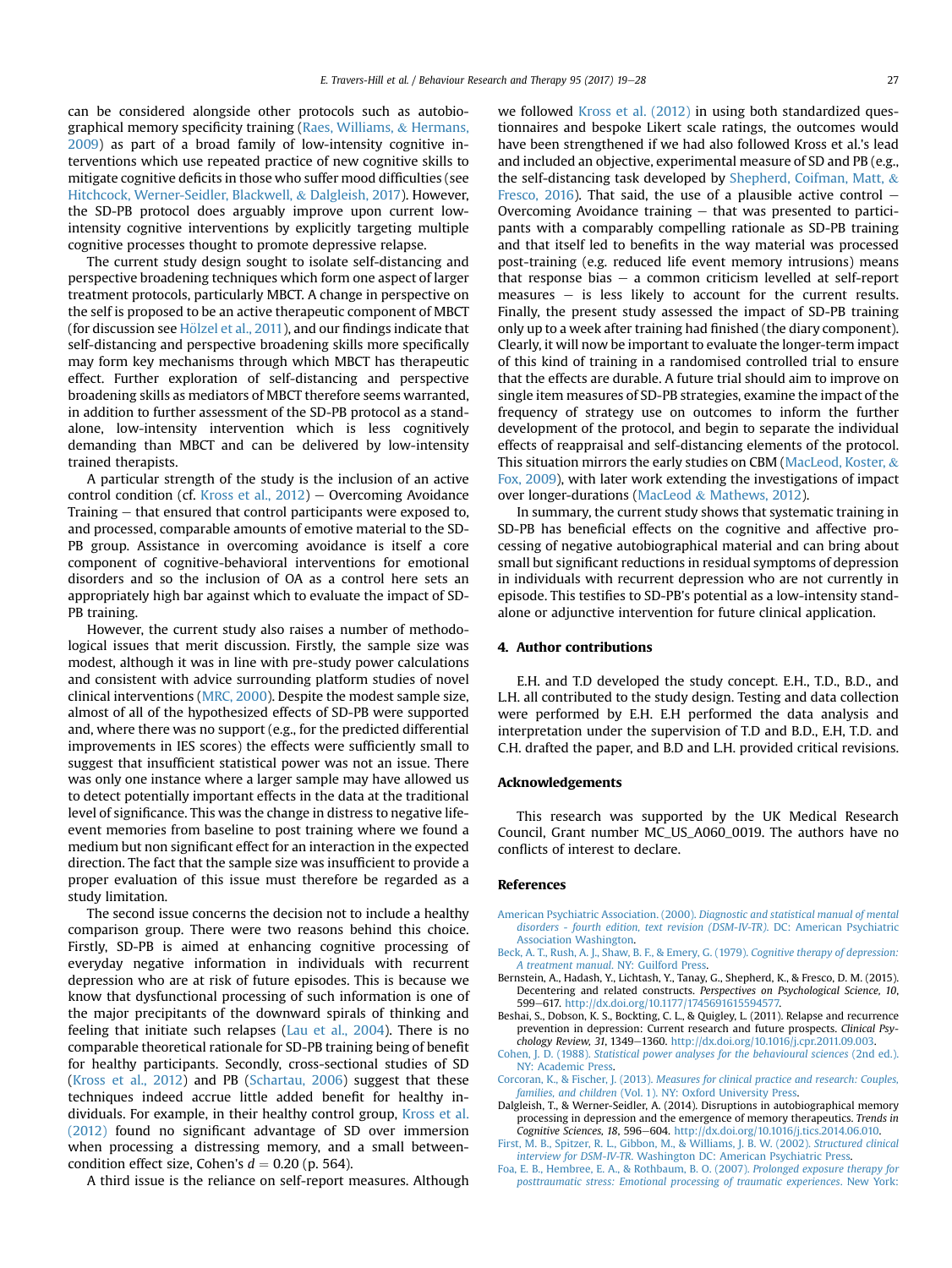can be considered alongside other protocols such as autobiographical memory specificity training (Raes, Williams, & Hermans, 2009) as part of a broad family of low-intensity cognitive interventions which use repeated practice of new cognitive skills to mitigate cognitive deficits in those who suffer mood difficulties (see Hitchcock, Werner-Seidler, Blackwell, & Dalgleish, 2017). However, the SD-PB protocol does arguably improve upon current low-intensity cognitive interventions by explicitly targeting multiple cognitive processes thought to promote depressive relapse.

The current study design sought to isolate self-distancing and perspective broadening techniques which form one aspect of larger treatment protocols, particularly MBCT. A change in perspective on the self is proposed to be an active therapeutic component of MBCT (for discussion see Hölzel et al., 2011), and our findings indicate that self-distancing and perspective broadening skills more specifically may form key mechanisms through which MBCT has therapeutic effect. Further exploration of self-distancing and perspective broadening skills as mediators of MBCT therefore seems warranted, in addition to further assessment of the SD-PB protocol as a stand-alone, low-intensity intervention which is less cognitively demanding than MBCT and can be delivered by low-intensity trained therapists.

A particular strength of the study is the inclusion of an active control condition (cf. Kross et al., 2012) – Overcoming Avoidance Training – that ensured that control participants were exposed to, and processed, comparable amounts of emotive material to the SD-PB group. Assistance in overcoming avoidance is itself a core component of cognitive-behavioral interventions for emotional disorders and so the inclusion of OA as a control here sets an appropriately high bar against which to evaluate the impact of SD-PB training.

However, the current study also raises a number of methodological issues that merit discussion. Firstly, the sample size was modest, although it was in line with pre-study power calculations and consistent with advice surrounding platform studies of novel clinical interventions (MRC, 2000). Despite the modest sample size, almost of all of the hypothesized effects of SD-PB were supported and, where there was no support (e.g., for the predicted differential improvements in IES scores) the effects were sufficiently small to suggest that insufficient statistical power was not an issue. There was only one instance where a larger sample may have allowed us to detect potentially important effects in the data at the traditional level of significance. This was the change in distress to negative life-event memories from baseline to post training where we found a medium but non significant effect for an interaction in the expected direction. The fact that the sample size was insufficient to provide a proper evaluation of this issue must therefore be regarded as a study limitation.

The second issue concerns the decision not to include a healthy comparison group. There were two reasons behind this choice. Firstly, SD-PB is aimed at enhancing cognitive processing of everyday negative information in individuals with recurrent depression who are at risk of future episodes. This is because we know that dysfunctional processing of such information is one of the major precipitants of the downward spirals of thinking and feeling that initiate such relapses (Lau et al., 2004). There is no comparable theoretical rationale for SD-PB training being of benefit for healthy participants. Secondly, cross-sectional studies of SD (Kross et al., 2012) and PB (Schartau, 2006) suggest that these techniques indeed accrue little added benefit for healthy individuals. For example, in their healthy control group, Kross et al. (2012) found no significant advantage of SD over immersion when processing a distressing memory, and a small between-condition effect size, Cohen's $d = 0.20$ (p. 564).

A third issue is the reliance on self-report measures. Although we followed Kross et al. (2012) in using both standardized questionnaires and bespoke Likert scale ratings, the outcomes would have been strengthened if we had also followed Kross et al.'s lead and included an objective, experimental measure of SD and PB (e.g., the self-distancing task developed by Shepherd, Coifman, Matt, & Fresco, 2016). That said, the use of a plausible active control – Overcoming Avoidance training – that was presented to participants with a comparably compelling rationale as SD-PB training and that itself led to benefits in the way material was processed post-training (e.g. reduced life event memory intrusions) means that response bias – a common criticism levelled at self-report measures – is less likely to account for the current results. Finally, the present study assessed the impact of SD-PB training only up to a week after training had finished (the diary component). Clearly, it will now be important to evaluate the longer-term impact of this kind of training in a randomised controlled trial to ensure that the effects are durable. A future trial should aim to improve on single item measures of SD-PB strategies, examine the impact of the frequency of strategy use on outcomes to inform the further development of the protocol, and begin to separate the individual effects of reappraisal and self-distancing elements of the protocol. This situation mirrors the early studies on CBM (MacLeod, Koster, & Fox, 2009), with later work extending the investigations of impact over longer-durations (MacLeod & Mathews, 2012).

In summary, the current study shows that systematic training in SD-PB has beneficial effects on the cognitive and affective processing of negative autobiographical material and can bring about small but significant reductions in residual symptoms of depression in individuals with recurrent depression who are not currently in episode. This testifies to SD-PB's potential as a low-intensity stand-alone or adjunctive intervention for future clinical application.

## 4. Author contributions

E.H. and T.D developed the study concept. E.H., T.D., B.D., and L.H. all contributed to the study design. Testing and data collection were performed by E.H. E.H performed the data analysis and interpretation under the supervision of T.D and B.D., E.H, T.D. and C.H. drafted the paper, and B.D and L.H. provided critical revisions.

## Acknowledgements

This research was supported by the UK Medical Research Council, Grant number MC_US_A060_0019. The authors have no conflicts of interest to declare.

## References

American Psychiatric Association. (2000). *Diagnostic and statistical manual of mental disorders - fourth edition, text revision (DSM-IV-TR)*. DC: American Psychiatric Association Washington.

Beck, A. T., Rush, A. J., Shaw, B. F., & Emery, G. (1979). *Cognitive therapy of depression: A treatment manual*. NY: Guilford Press.

Bernstein, A., Hadash, Y., Lichtash, Y., Tanay, G., Shepherd, K., & Fresco, D. M. (2015). Decentering and related constructs. *Perspectives on Psychological Science, 10*, 599–617. http://dx.doi.org/10.1177/1745691615594577.

Beshai, S., Dobson, K. S., Bockting, C. L., & Quigley, L. (2011). Relapse and recurrence prevention in depression: Current research and future prospects. *Clinical Psychology Review, 31*, 1349–1360. http://dx.doi.org/10.1016/j.cpr.2011.09.003.

Cohen, J. D. (1988). *Statistical power analyses for the behavioural sciences* (2nd ed.). NY: Academic Press.

Corcoran, K., & Fischer, J. (2013). *Measures for clinical practice and research: Couples, families, and children* (Vol. 1). NY: Oxford University Press.

Dalgleish, T., & Werner-Seidler, A. (2014). Disruptions in autobiographical memory processing in depression and the emergence of memory therapeutics. *Trends in Cognitive Sciences, 18*, 596–604. http://dx.doi.org/10.1016/j.tics.2014.06.010.

First, M. B., Spitzer, R. L., Gibbon, M., & Williams, J. B. W. (2002). *Structured clinical interview for DSM-IV-TR*. Washington DC: American Psychiatric Press.

Foa, E. B., Hembree, E. A., & Rothbaum, B. O. (2007). *Prolonged exposure therapy for posttraumatic stress: Emotional processing of traumatic experiences*. New York: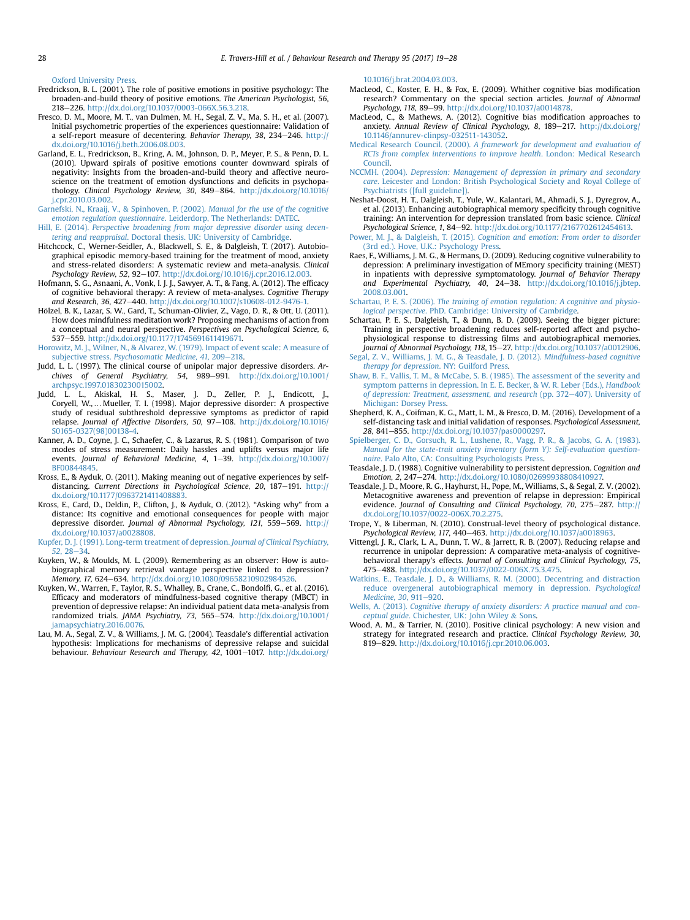Oxford University Press.

Fredrickson, B. L. (2001). The role of positive emotions in positive psychology: The broaden-and-build theory of positive emotions. *The American Psychologist, 56*, 218–226. http://dx.doi.org/10.1037/0003-066X.56.3.218.

Fresco, D. M., Moore, M. T., van Dulmen, M. H., Segal, Z. V., Ma, S. H., et al. (2007). Initial psychometric properties of the experiences questionnaire: Validation of a self-report measure of decentering. *Behavior Therapy, 38*, 234–246. http://dx.doi.org/10.1016/j.beth.2006.08.003.

Garland, E. L., Fredrickson, B., Kring, A. M., Johnson, D. P., Meyer, P. S., & Penn, D. L. (2010). Upward spirals of positive emotions counter downward spirals of negativity: Insights from the broaden-and-build theory and affective neuroscience on the treatment of emotion dysfunctions and deficits in psychopathology. *Clinical Psychology Review, 30*, 849–864. http://dx.doi.org/10.1016/j.cpr.2010.03.002.

Garnefski, N., Kraaij, V., & Spinhoven, P. (2002). *Manual for the use of the cognitive emotion regulation questionnaire*. Leiderdorp, The Netherlands: DATEC.

Hill, E. (2014). *Perspective broadening from major depressive disorder using decentering and reappraisal*. Doctoral thesis. UK: University of Cambridge.

Hitchcock, C., Werner-Seidler, A., Blackwell, S. E., & Dalgleish, T. (2017). Autobiographical episodic memory-based training for the treatment of mood, anxiety and stress-related disorders: A systematic review and meta-analysis. *Clinical Psychology Review, 52*, 92–107. http://dx.doi.org/10.1016/j.cpr.2016.12.003.

Hofmann, S. G., Asnaani, A., Vonk, I. J. J., Sawyer, A. T., & Fang, A. (2012). The efficacy of cognitive behavioral therapy: A review of meta-analyses. *Cognitive Therapy and Research, 36*, 427–440. http://dx.doi.org/10.1007/s10608-012-9476-1.

Hölzel, B. K., Lazar, S. W., Gard, T., Schuman-Olivier, Z., Vago, D. R., & Ott, U. (2011). How does mindfulness meditation work? Proposing mechanisms of action from a conceptual and neural perspective. *Perspectives on Psychological Science, 6*, 537–559. http://dx.doi.org/10.1177/1745691611419671.

Horowitz, M. J., Wilner, N., & Alvarez, W. (1979). Impact of event scale: A measure of subjective stress. *Psychosomatic Medicine, 41*, 209–218.

Judd, L. L. (1997). The clinical course of unipolar major depressive disorders. *Archives of General Psychiatry, 54*, 989–991. http://dx.doi.org/10.1001/archpsyc.1997.01830230015002.

Judd, L. L., Akiskal, H. S., Maser, J. D., Zeller, P. J., Endicott, J., Coryell, W., … Mueller, T. I. (1998). Major depressive disorder: A prospective study of residual subthreshold depressive symptoms as predictor of rapid relapse. *Journal of Affective Disorders, 50*, 97–108. http://dx.doi.org/10.1016/S0165-0327(98)00138-4.

Kanner, A. D., Coyne, J. C., Schaefer, C., & Lazarus, R. S. (1981). Comparison of two modes of stress measurement: Daily hassles and uplifts versus major life events. *Journal of Behavioral Medicine, 4*, 1–39. http://dx.doi.org/10.1007/BF00844845.

Kross, E., & Ayduk, O. (2011). Making meaning out of negative experiences by self-distancing. *Current Directions in Psychological Science, 20*, 187–191. http://dx.doi.org/10.1177/0963721411408883.

Kross, E., Card, D., Deldin, P., Clifton, J., & Ayduk, O. (2012). "Asking why" from a distance: Its cognitive and emotional consequences for people with major depressive disorder. *Journal of Abnormal Psychology, 121*, 559–569. http://dx.doi.org/10.1037/a0028808.

Kupfer, D. J. (1991). Long-term treatment of depression. *Journal of Clinical Psychiatry, 52*, 28–34.

Kuyken, W., & Moulds, M. L. (2009). Remembering as an observer: How is autobiographical memory retrieval vantage perspective linked to depression? *Memory, 17*, 624–634. http://dx.doi.org/10.1080/09658210902984526.

Kuyken, W., Warren, F., Taylor, R. S., Whalley, B., Crane, C., Bondolfi, G., et al. (2016). Efficacy and moderators of mindfulness-based cognitive therapy (MBCT) in prevention of depressive relapse: An individual patient data meta-analysis from randomized trials. *JAMA Psychiatry, 73*, 565–574. http://dx.doi.org/10.1001/jamapsychiatry.2016.0076.

Lau, M. A., Segal, Z. V., & Williams, J. M. G. (2004). Teasdale's differential activation hypothesis: Implications for mechanisms of depressive relapse and suicidal behaviour. *Behaviour Research and Therapy, 42*, 1001–1017. http://dx.doi.org/10.1016/j.brat.2004.03.003.

MacLeod, C., Koster, E. H., & Fox, E. (2009). Whither cognitive bias modification research? Commentary on the special section articles. *Journal of Abnormal Psychology, 118*, 89–99. http://dx.doi.org/10.1037/a0014878.

MacLeod, C., & Mathews, A. (2012). Cognitive bias modification approaches to anxiety. *Annual Review of Clinical Psychology, 8*, 189–217. http://dx.doi.org/10.1146/annurev-clinpsy-032511-143052.

Medical Research Council. (2000). *A framework for development and evaluation of RCTs from complex interventions to improve health*. London: Medical Research Council.

NCCMH. (2004). *Depression: Management of depression in primary and secondary care*. Leicester and London: British Psychological Society and Royal College of Psychiatrists ([full guideline]).

Neshat-Doost, H. T., Dalgleish, T., Yule, W., Kalantari, M., Ahmadi, S. J., Dyregrov, A., et al. (2013). Enhancing autobiographical memory specificity through cognitive training: An intervention for depression translated from basic science. *Clinical Psychological Science, 1*, 84–92. http://dx.doi.org/10.1177/2167702612454613.

Power, M. J., & Dalgleish, T. (2015). *Cognition and emotion: From order to disorder* (3rd ed.). Hove, U.K.: Psychology Press.

Raes, F., Williams, J. M. G., & Hermans, D. (2009). Reducing cognitive vulnerability to depression: A preliminary investigation of MEmory specificity training (MEST) in inpatients with depressive symptomatology. *Journal of Behavior Therapy and Experimental Psychiatry, 40*, 24–38. http://dx.doi.org/10.1016/j.jbtep.2008.03.001.

Schartau, P. E. S. (2006). *The training of emotion regulation: A cognitive and physiological perspective*. PhD. Cambridge: University of Cambridge.

Schartau, P. E. S., Dalgleish, T., & Dunn, B. D. (2009). Seeing the bigger picture: Training in perspective broadening reduces self-reported affect and psychophysiological response to distressing films and autobiographical memories. *Journal of Abnormal Psychology, 118*, 15–27. http://dx.doi.org/10.1037/a0012906.

Segal, Z. V., Williams, J. M. G., & Teasdale, J. D. (2012). *Mindfulness-based cognitive therapy for depression*. NY: Guilford Press.

Shaw, B. F., Vallis, T. M., & McCabe, S. B. (1985). The assessment of the severity and symptom patterns in depression. In E. E. Becker, & W. R. Leber (Eds.), *Handbook of depression: Treatment, assessment, and research* (pp. 372–407). University of Michigan: Dorsey Press.

Shepherd, K. A., Coifman, K. G., Matt, L. M., & Fresco, D. M. (2016). Development of a self-distancing task and initial validation of responses. *Psychological Assessment, 28*, 841–855. http://dx.doi.org/10.1037/pas0000297.

Spielberger, C. D., Gorsuch, R. L., Lushene, R., Vagg, P. R., & Jacobs, G. A. (1983). *Manual for the state-trait anxiety inventory (form Y): Self-evaluation questionnaire*. Palo Alto, CA: Consulting Psychologists Press.

Teasdale, J. D. (1988). Cognitive vulnerability to persistent depression. *Cognition and Emotion, 2*, 247–274. http://dx.doi.org/10.1080/02699938808410927.

Teasdale, J. D., Moore, R. G., Hayhurst, H., Pope, M., Williams, S., & Segal, Z. V. (2002). Metacognitive awareness and prevention of relapse in depression: Empirical evidence. *Journal of Consulting and Clinical Psychology, 70*, 275–287. http://dx.doi.org/10.1037/0022-006X.70.2.275.

Trope, Y., & Liberman, N. (2010). Construal-level theory of psychological distance. *Psychological Review, 117*, 440–463. http://dx.doi.org/10.1037/a0018963.

Vittengl, J. R., Clark, L. A., Dunn, T. W., & Jarrett, R. B. (2007). Reducing relapse and recurrence in unipolar depression: A comparative meta-analysis of cognitive-behavioral therapy's effects. *Journal of Consulting and Clinical Psychology, 75*, 475–488. http://dx.doi.org/10.1037/0022-006X.75.3.475.

Watkins, E., Teasdale, J. D., & Williams, R. M. (2000). Decentring and distraction reduce overgeneral autobiographical memory in depression. *Psychological Medicine, 30*, 911–920.

Wells, A. (2013). *Cognitive therapy of anxiety disorders: A practice manual and conceptual guide*. Chichester, UK: John Wiley & Sons.

Wood, A. M., & Tarrier, N. (2010). Positive clinical psychology: A new vision and strategy for integrated research and practice. *Clinical Psychology Review, 30*, 819–829. http://dx.doi.org/10.1016/j.cpr.2010.06.003.